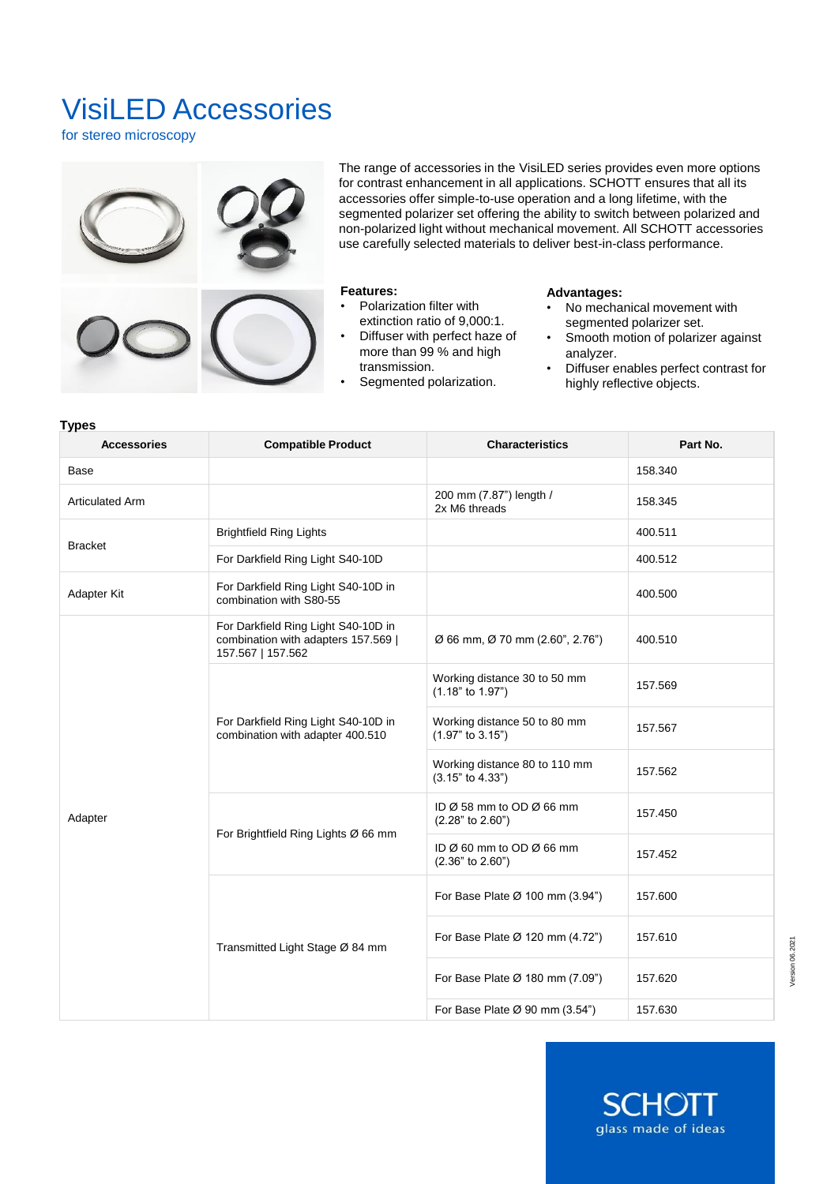# VisiLED Accessories

for stereo microscopy

The range of accessories in the VisiLED series provides even more options for contrast enhancement in all applications. SCHOTT ensures that all its accessories offer simple-to-use operation and a long lifetime, with the segmented polarizer set offering the ability to switch between polarized and non-polarized light without mechanical movement. All SCHOTT accessories use carefully selected materials to deliver best-in-class performance.

**Features:**

- Polarization filter with extinction ratio of 9,000:1.
- Diffuser with perfect haze of more than 99 % and high transmission.
- Segmented polarization.

**Advantages:**

- No mechanical movement with segmented polarizer set.
- Smooth motion of polarizer against analyzer.
- Diffuser enables perfect contrast for highly reflective objects.

**Types**

| Accessories | Compatible Product | Characteristics | Part No. |
|---|---|---|---|
| Base | | | 158.340 |
| Articulated Arm | | 200 mm (7.87") length / 2x M6 threads | 158.345 |
| Bracket | Brightfield Ring Lights | | 400.511 |
| | For Darkfield Ring Light S40-10D | | 400.512 |
| Adapter Kit | For Darkfield Ring Light S40-10D in combination with S80-55 | | 400.500 |
| Adapter | For Darkfield Ring Light S40-10D in combination with adapters 157.569 \| 157.567 \| 157.562 | Ø 66 mm, Ø 70 mm (2.60", 2.76") | 400.510 |
| | For Darkfield Ring Light S40-10D in combination with adapter 400.510 | Working distance 30 to 50 mm (1.18" to 1.97") | 157.569 |
| | | Working distance 50 to 80 mm (1.97" to 3.15") | 157.567 |
| | | Working distance 80 to 110 mm (3.15" to 4.33") | 157.562 |
| | For Brightfield Ring Lights Ø 66 mm | ID Ø 58 mm to OD Ø 66 mm (2.28" to 2.60") | 157.450 |
| | | ID Ø 60 mm to OD Ø 66 mm (2.36" to 2.60") | 157.452 |
| | Transmitted Light Stage Ø 84 mm | For Base Plate Ø 100 mm (3.94") | 157.600 |
| | | For Base Plate Ø 120 mm (4.72") | 157.610 |
| | | For Base Plate Ø 180 mm (7.09") | 157.620 |
| | | For Base Plate Ø 90 mm (3.54") | 157.630 |

Version 06.2021

SCHOTT
glass made of ideas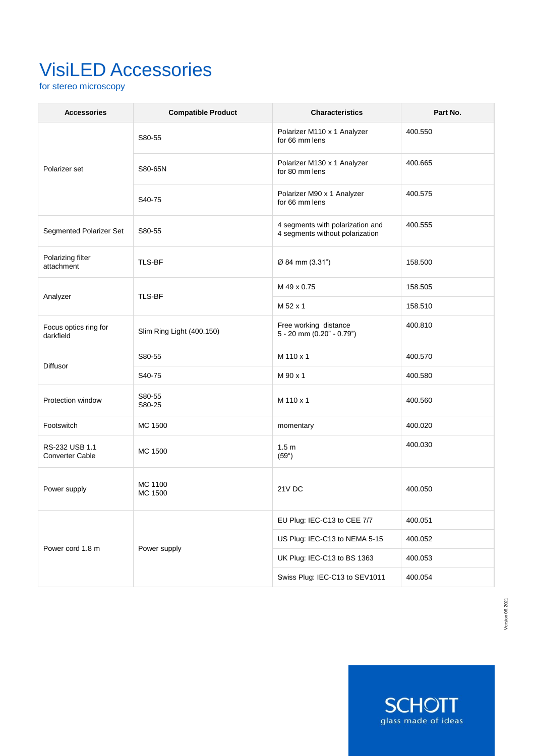# VisiLED Accessories

for stereo microscopy

| Accessories | Compatible Product | Characteristics | Part No. |
|---|---|---|---|
| Polarizer set | S80-55 | Polarizer M110 x 1 Analyzer for 66 mm lens | 400.550 |
| | S80-65N | Polarizer M130 x 1 Analyzer for 80 mm lens | 400.665 |
| | S40-75 | Polarizer M90 x 1 Analyzer for 66 mm lens | 400.575 |
| Segmented Polarizer Set | S80-55 | 4 segments with polarization and 4 segments without polarization | 400.555 |
| Polarizing filter attachment | TLS-BF | Ø 84 mm (3.31") | 158.500 |
| Analyzer | TLS-BF | M 49 x 0.75 | 158.505 |
| | | M 52 x 1 | 158.510 |
| Focus optics ring for darkfield | Slim Ring Light (400.150) | Free working distance 5 - 20 mm (0.20" - 0.79") | 400.810 |
| Diffusor | S80-55 | M 110 x 1 | 400.570 |
| | S40-75 | M 90 x 1 | 400.580 |
| Protection window | S80-55 S80-25 | M 110 x 1 | 400.560 |
| Footswitch | MC 1500 | momentary | 400.020 |
| RS-232 USB 1.1 Converter Cable | MC 1500 | 1.5 m (59") | 400.030 |
| Power supply | MC 1100 MC 1500 | 21V DC | 400.050 |
| Power cord 1.8 m | Power supply | EU Plug: IEC-C13 to CEE 7/7 | 400.051 |
| | | US Plug: IEC-C13 to NEMA 5-15 | 400.052 |
| | | UK Plug: IEC-C13 to BS 1363 | 400.053 |
| | | Swiss Plug: IEC-C13 to SEV1011 | 400.054 |

Version 06.2021

SCHOTT
glass made of ideas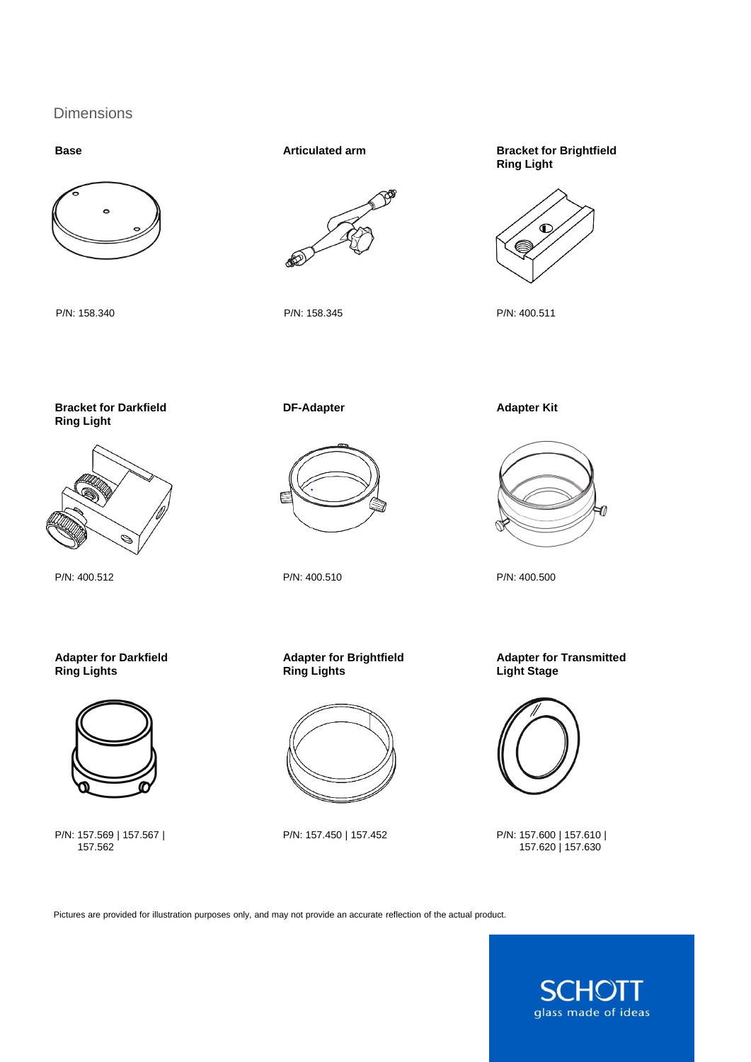## Dimensions

**Base**

P/N: 158.340

**Articulated arm**

P/N: 158.345

**Bracket for Brightfield Ring Light**

P/N: 400.511

**Bracket for Darkfield Ring Light**

P/N: 400.512

**DF-Adapter**

P/N: 400.510

**Adapter Kit**

P/N: 400.500

**Adapter for Darkfield Ring Lights**

P/N: 157.569 | 157.567 | 157.562

**Adapter for Brightfield Ring Lights**

P/N: 157.450 | 157.452

**Adapter for Transmitted Light Stage**

P/N: 157.600 | 157.610 | 157.620 | 157.630

Pictures are provided for illustration purposes only, and may not provide an accurate reflection of the actual product.

SCHOTT
glass made of ideas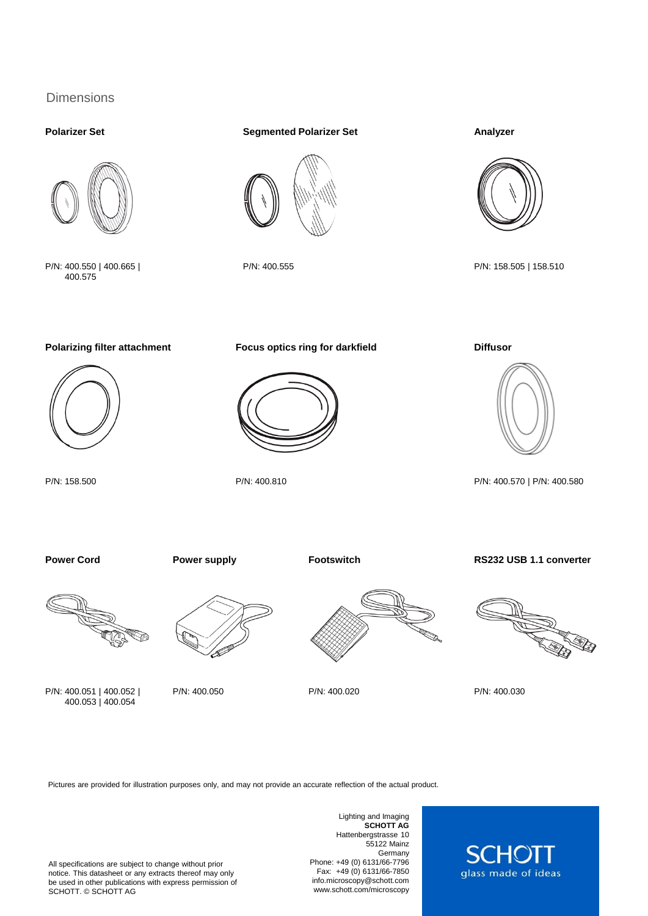## Dimensions

**Polarizer Set**

P/N: 400.550 | 400.665 | 400.575

**Segmented Polarizer Set**

P/N: 400.555

**Analyzer**

P/N: 158.505 | 158.510

**Polarizing filter attachment**

P/N: 158.500

**Focus optics ring for darkfield**

P/N: 400.810

**Diffusor**

P/N: 400.570 | P/N: 400.580

**Power Cord**

P/N: 400.051 | 400.052 | 400.053 | 400.054

**Power supply**

P/N: 400.050

**Footswitch**

P/N: 400.020

**RS232 USB 1.1 converter**

P/N: 400.030

Pictures are provided for illustration purposes only, and may not provide an accurate reflection of the actual product.

All specifications are subject to change without prior notice. This datasheet or any extracts thereof may only be used in other publications with express permission of SCHOTT. © SCHOTT AG

Lighting and Imaging
**SCHOTT AG**
Hattenbergstrasse 10
55122 Mainz
Germany
Phone: +49 (0) 6131/66-7796
Fax: +49 (0) 6131/66-7850
info.microscopy@schott.com
www.schott.com/microscopy

SCHOTT
glass made of ideas